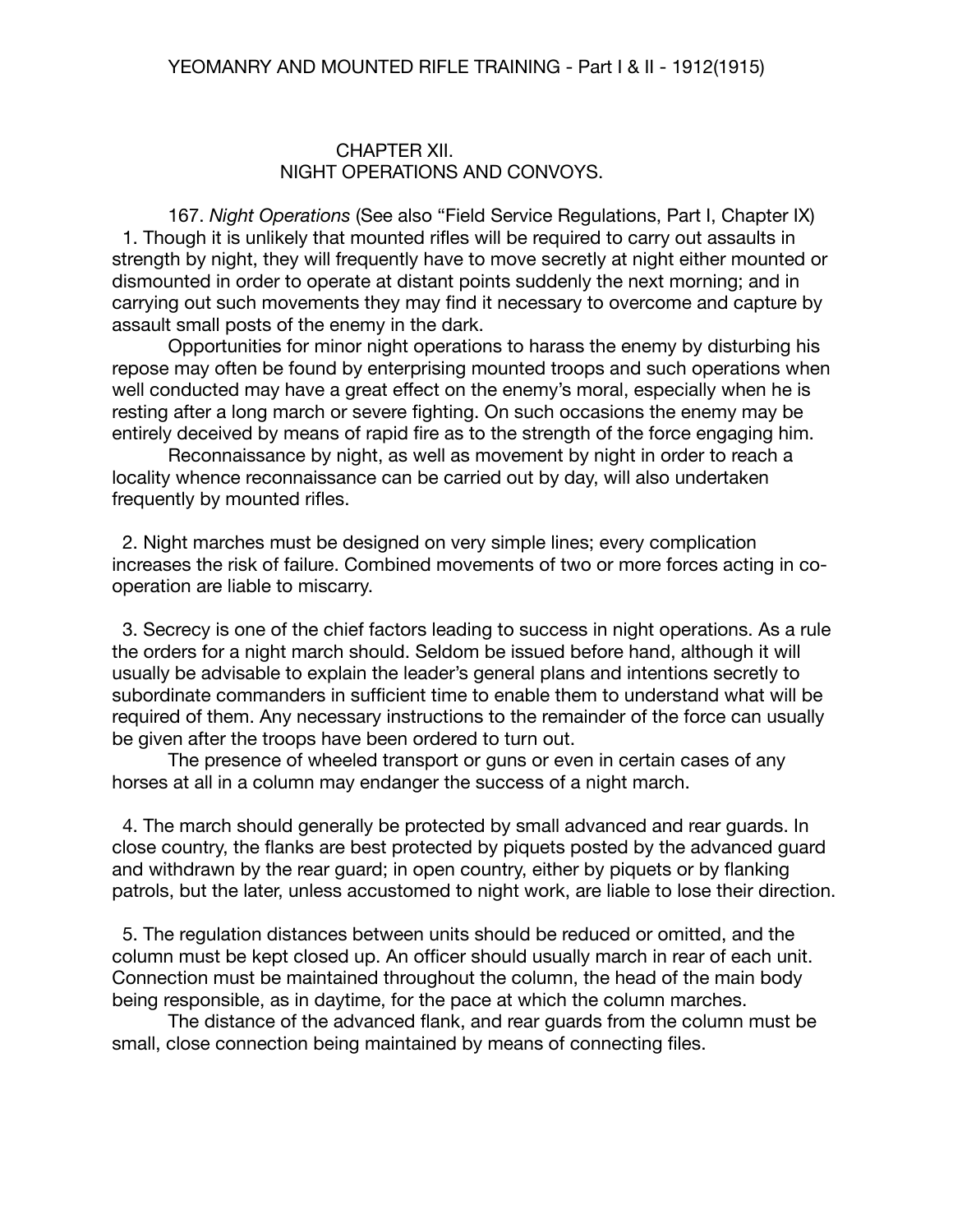## CHAPTER XII.
## NIGHT OPERATIONS AND CONVOYS.

167. *Night Operations* (See also "Field Service Regulations, Part I, Chapter IX)

1. Though it is unlikely that mounted rifles will be required to carry out assaults in strength by night, they will frequently have to move secretly at night either mounted or dismounted in order to operate at distant points suddenly the next morning; and in carrying out such movements they may find it necessary to overcome and capture by assault small posts of the enemy in the dark.

Opportunities for minor night operations to harass the enemy by disturbing his repose may often be found by enterprising mounted troops and such operations when well conducted may have a great effect on the enemy's moral, especially when he is resting after a long march or severe fighting. On such occasions the enemy may be entirely deceived by means of rapid fire as to the strength of the force engaging him.

Reconnaissance by night, as well as movement by night in order to reach a locality whence reconnaissance can be carried out by day, will also undertaken frequently by mounted rifles.

2. Night marches must be designed on very simple lines; every complication increases the risk of failure. Combined movements of two or more forces acting in co-operation are liable to miscarry.

3. Secrecy is one of the chief factors leading to success in night operations. As a rule the orders for a night march should. Seldom be issued before hand, although it will usually be advisable to explain the leader's general plans and intentions secretly to subordinate commanders in sufficient time to enable them to understand what will be required of them. Any necessary instructions to the remainder of the force can usually be given after the troops have been ordered to turn out.

The presence of wheeled transport or guns or even in certain cases of any horses at all in a column may endanger the success of a night march.

4. The march should generally be protected by small advanced and rear guards. In close country, the flanks are best protected by piquets posted by the advanced guard and withdrawn by the rear guard; in open country, either by piquets or by flanking patrols, but the later, unless accustomed to night work, are liable to lose their direction.

5. The regulation distances between units should be reduced or omitted, and the column must be kept closed up. An officer should usually march in rear of each unit. Connection must be maintained throughout the column, the head of the main body being responsible, as in daytime, for the pace at which the column marches.

The distance of the advanced flank, and rear guards from the column must be small, close connection being maintained by means of connecting files.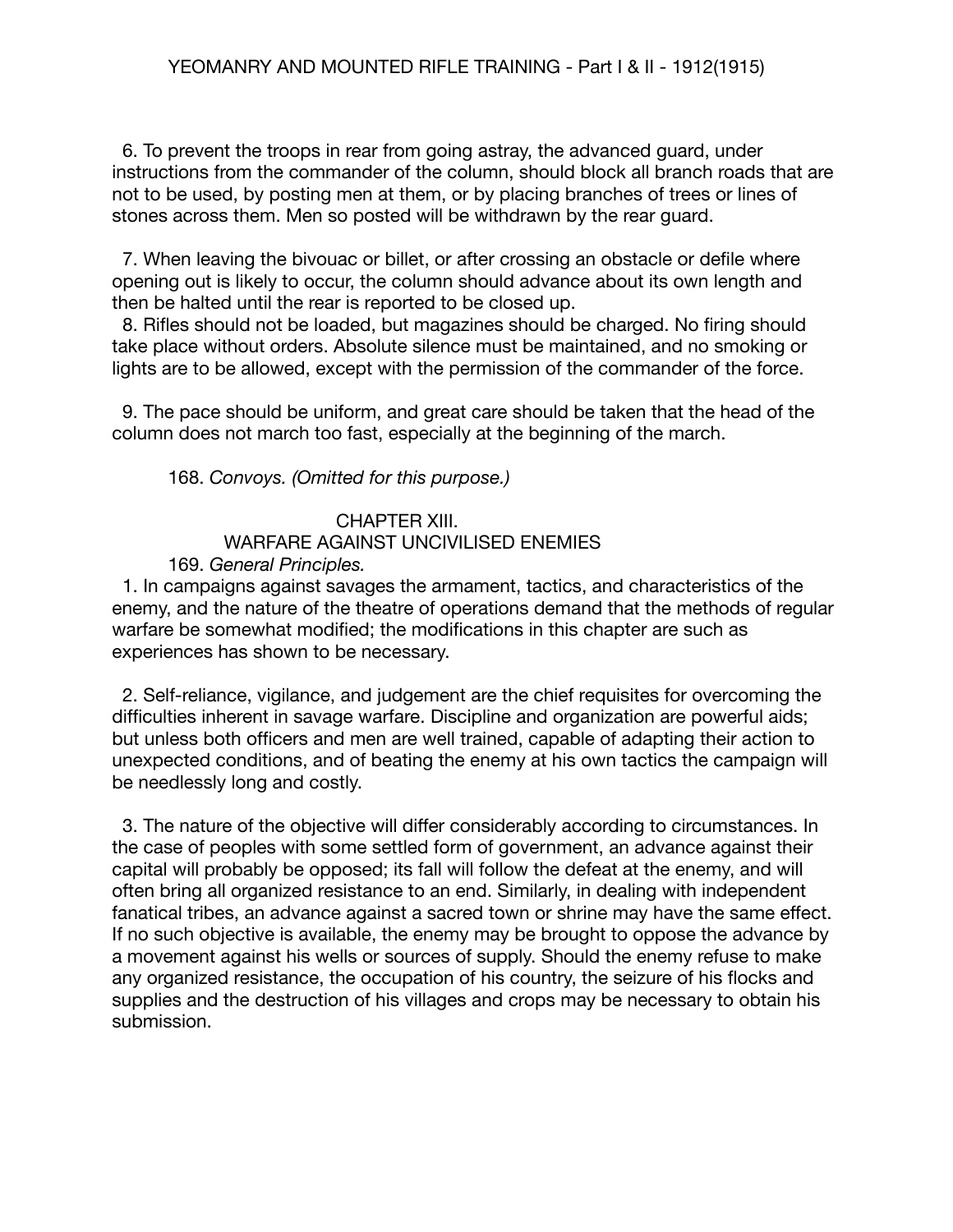6. To prevent the troops in rear from going astray, the advanced guard, under instructions from the commander of the column, should block all branch roads that are not to be used, by posting men at them, or by placing branches of trees or lines of stones across them. Men so posted will be withdrawn by the rear guard.

7. When leaving the bivouac or billet, or after crossing an obstacle or defile where opening out is likely to occur, the column should advance about its own length and then be halted until the rear is reported to be closed up.

8. Rifles should not be loaded, but magazines should be charged. No firing should take place without orders. Absolute silence must be maintained, and no smoking or lights are to be allowed, except with the permission of the commander of the force.

9. The pace should be uniform, and great care should be taken that the head of the column does not march too fast, especially at the beginning of the march.

168. *Convoys. (Omitted for this purpose.)*

## CHAPTER XIII.
## WARFARE AGAINST UNCIVILISED ENEMIES

169. *General Principles.*

1. In campaigns against savages the armament, tactics, and characteristics of the enemy, and the nature of the theatre of operations demand that the methods of regular warfare be somewhat modified; the modifications in this chapter are such as experiences has shown to be necessary.

2. Self-reliance, vigilance, and judgement are the chief requisites for overcoming the difficulties inherent in savage warfare. Discipline and organization are powerful aids; but unless both officers and men are well trained, capable of adapting their action to unexpected conditions, and of beating the enemy at his own tactics the campaign will be needlessly long and costly.

3. The nature of the objective will differ considerably according to circumstances. In the case of peoples with some settled form of government, an advance against their capital will probably be opposed; its fall will follow the defeat at the enemy, and will often bring all organized resistance to an end. Similarly, in dealing with independent fanatical tribes, an advance against a sacred town or shrine may have the same effect. If no such objective is available, the enemy may be brought to oppose the advance by a movement against his wells or sources of supply. Should the enemy refuse to make any organized resistance, the occupation of his country, the seizure of his flocks and supplies and the destruction of his villages and crops may be necessary to obtain his submission.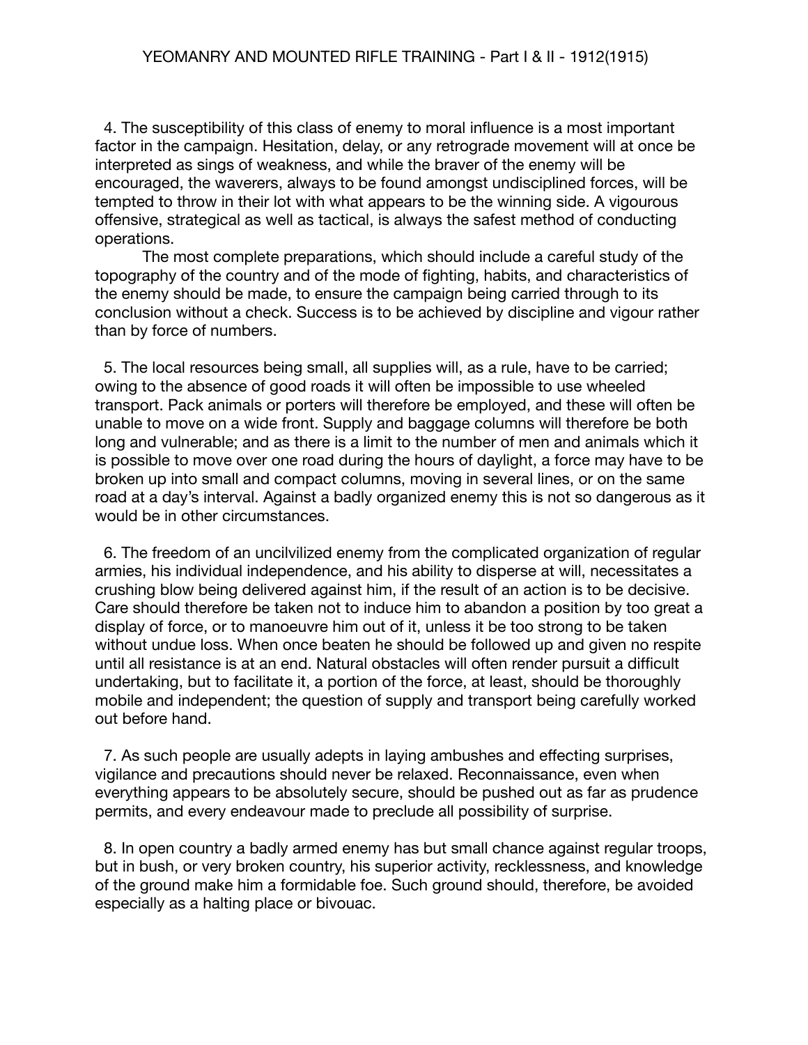4. The susceptibility of this class of enemy to moral influence is a most important factor in the campaign. Hesitation, delay, or any retrograde movement will at once be interpreted as sings of weakness, and while the braver of the enemy will be encouraged, the waverers, always to be found amongst undisciplined forces, will be tempted to throw in their lot with what appears to be the winning side. A vigourous offensive, strategical as well as tactical, is always the safest method of conducting operations.

The most complete preparations, which should include a careful study of the topography of the country and of the mode of fighting, habits, and characteristics of the enemy should be made, to ensure the campaign being carried through to its conclusion without a check. Success is to be achieved by discipline and vigour rather than by force of numbers.

5. The local resources being small, all supplies will, as a rule, have to be carried; owing to the absence of good roads it will often be impossible to use wheeled transport. Pack animals or porters will therefore be employed, and these will often be unable to move on a wide front. Supply and baggage columns will therefore be both long and vulnerable; and as there is a limit to the number of men and animals which it is possible to move over one road during the hours of daylight, a force may have to be broken up into small and compact columns, moving in several lines, or on the same road at a day's interval. Against a badly organized enemy this is not so dangerous as it would be in other circumstances.

6. The freedom of an uncilvilized enemy from the complicated organization of regular armies, his individual independence, and his ability to disperse at will, necessitates a crushing blow being delivered against him, if the result of an action is to be decisive. Care should therefore be taken not to induce him to abandon a position by too great a display of force, or to manoeuvre him out of it, unless it be too strong to be taken without undue loss. When once beaten he should be followed up and given no respite until all resistance is at an end. Natural obstacles will often render pursuit a difficult undertaking, but to facilitate it, a portion of the force, at least, should be thoroughly mobile and independent; the question of supply and transport being carefully worked out before hand.

7. As such people are usually adepts in laying ambushes and effecting surprises, vigilance and precautions should never be relaxed. Reconnaissance, even when everything appears to be absolutely secure, should be pushed out as far as prudence permits, and every endeavour made to preclude all possibility of surprise.

8. In open country a badly armed enemy has but small chance against regular troops, but in bush, or very broken country, his superior activity, recklessness, and knowledge of the ground make him a formidable foe. Such ground should, therefore, be avoided especially as a halting place or bivouac.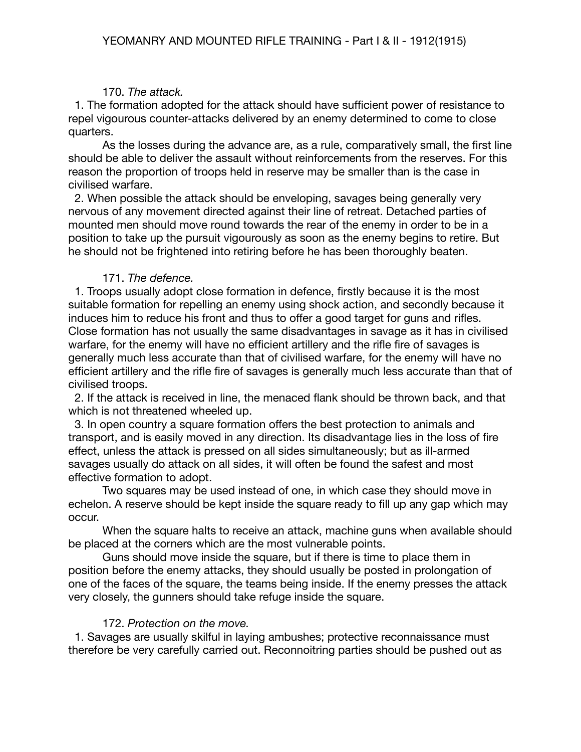170. *The attack.*

1. The formation adopted for the attack should have sufficient power of resistance to repel vigourous counter-attacks delivered by an enemy determined to come to close quarters.

As the losses during the advance are, as a rule, comparatively small, the first line should be able to deliver the assault without reinforcements from the reserves. For this reason the proportion of troops held in reserve may be smaller than is the case in civilised warfare.

2. When possible the attack should be enveloping, savages being generally very nervous of any movement directed against their line of retreat. Detached parties of mounted men should move round towards the rear of the enemy in order to be in a position to take up the pursuit vigourously as soon as the enemy begins to retire. But he should not be frightened into retiring before he has been thoroughly beaten.

171. *The defence.*

1. Troops usually adopt close formation in defence, firstly because it is the most suitable formation for repelling an enemy using shock action, and secondly because it induces him to reduce his front and thus to offer a good target for guns and rifles. Close formation has not usually the same disadvantages in savage as it has in civilised warfare, for the enemy will have no efficient artillery and the rifle fire of savages is generally much less accurate than that of civilised warfare, for the enemy will have no efficient artillery and the rifle fire of savages is generally much less accurate than that of civilised troops.

2. If the attack is received in line, the menaced flank should be thrown back, and that which is not threatened wheeled up.

3. In open country a square formation offers the best protection to animals and transport, and is easily moved in any direction. Its disadvantage lies in the loss of fire effect, unless the attack is pressed on all sides simultaneously; but as ill-armed savages usually do attack on all sides, it will often be found the safest and most effective formation to adopt.

Two squares may be used instead of one, in which case they should move in echelon. A reserve should be kept inside the square ready to fill up any gap which may occur.

When the square halts to receive an attack, machine guns when available should be placed at the corners which are the most vulnerable points.

Guns should move inside the square, but if there is time to place them in position before the enemy attacks, they should usually be posted in prolongation of one of the faces of the square, the teams being inside. If the enemy presses the attack very closely, the gunners should take refuge inside the square.

172. *Protection on the move.*

1. Savages are usually skilful in laying ambushes; protective reconnaissance must therefore be very carefully carried out. Reconnoitring parties should be pushed out as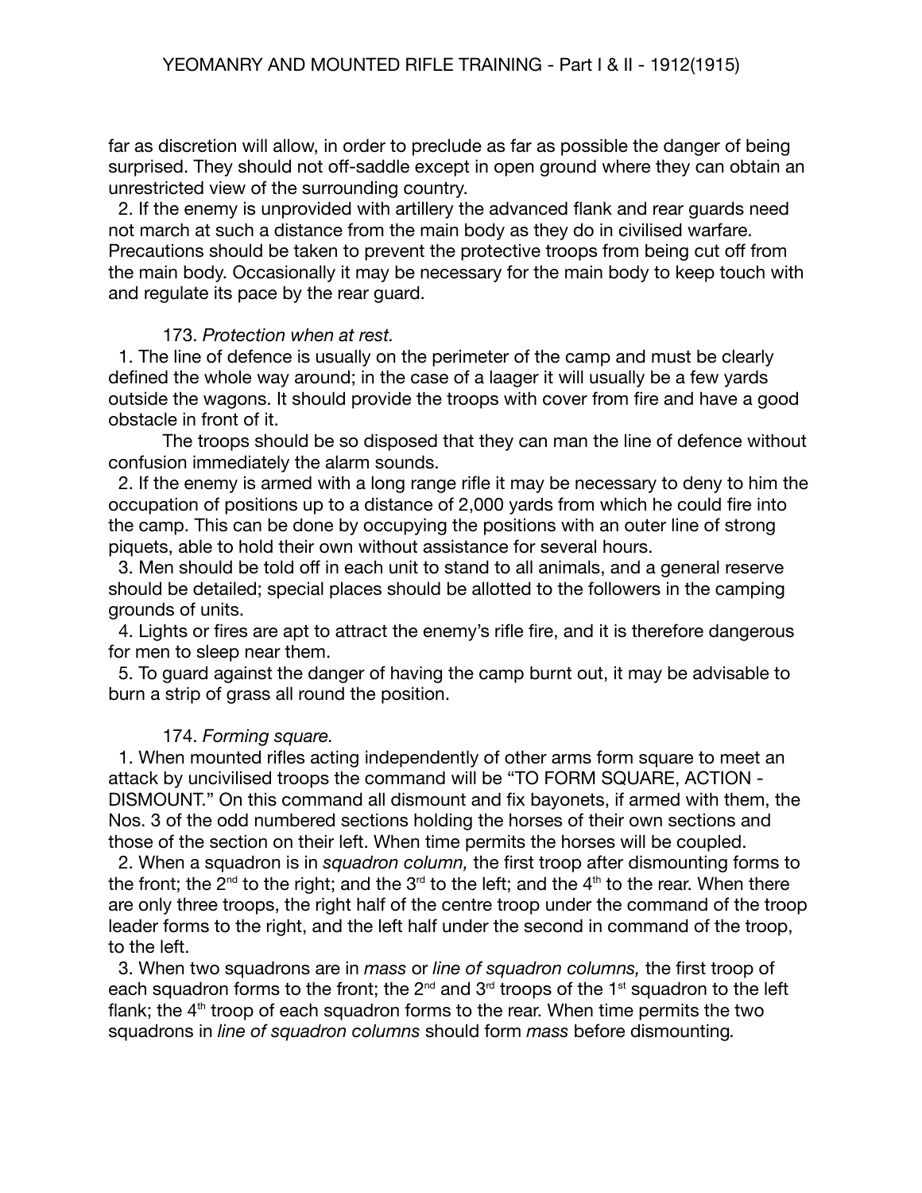far as discretion will allow, in order to preclude as far as possible the danger of being surprised. They should not off-saddle except in open ground where they can obtain an unrestricted view of the surrounding country.

2. If the enemy is unprovided with artillery the advanced flank and rear guards need not march at such a distance from the main body as they do in civilised warfare. Precautions should be taken to prevent the protective troops from being cut off from the main body. Occasionally it may be necessary for the main body to keep touch with and regulate its pace by the rear guard.

173. *Protection when at rest.*

1. The line of defence is usually on the perimeter of the camp and must be clearly defined the whole way around; in the case of a laager it will usually be a few yards outside the wagons. It should provide the troops with cover from fire and have a good obstacle in front of it.

The troops should be so disposed that they can man the line of defence without confusion immediately the alarm sounds.

2. If the enemy is armed with a long range rifle it may be necessary to deny to him the occupation of positions up to a distance of 2,000 yards from which he could fire into the camp. This can be done by occupying the positions with an outer line of strong piquets, able to hold their own without assistance for several hours.

3. Men should be told off in each unit to stand to all animals, and a general reserve should be detailed; special places should be allotted to the followers in the camping grounds of units.

4. Lights or fires are apt to attract the enemy's rifle fire, and it is therefore dangerous for men to sleep near them.

5. To guard against the danger of having the camp burnt out, it may be advisable to burn a strip of grass all round the position.

174. *Forming square.*

1. When mounted rifles acting independently of other arms form square to meet an attack by uncivilised troops the command will be "TO FORM SQUARE, ACTION - DISMOUNT." On this command all dismount and fix bayonets, if armed with them, the Nos. 3 of the odd numbered sections holding the horses of their own sections and those of the section on their left. When time permits the horses will be coupled.

2. When a squadron is in *squadron column,* the first troop after dismounting forms to the front; the 2nd to the right; and the 3rd to the left; and the 4th to the rear. When there are only three troops, the right half of the centre troop under the command of the troop leader forms to the right, and the left half under the second in command of the troop, to the left.

3. When two squadrons are in *mass* or *line of squadron columns,* the first troop of each squadron forms to the front; the 2nd and 3rd troops of the 1st squadron to the left flank; the 4th troop of each squadron forms to the rear. When time permits the two squadrons in *line of squadron columns* should form *mass* before dismounting.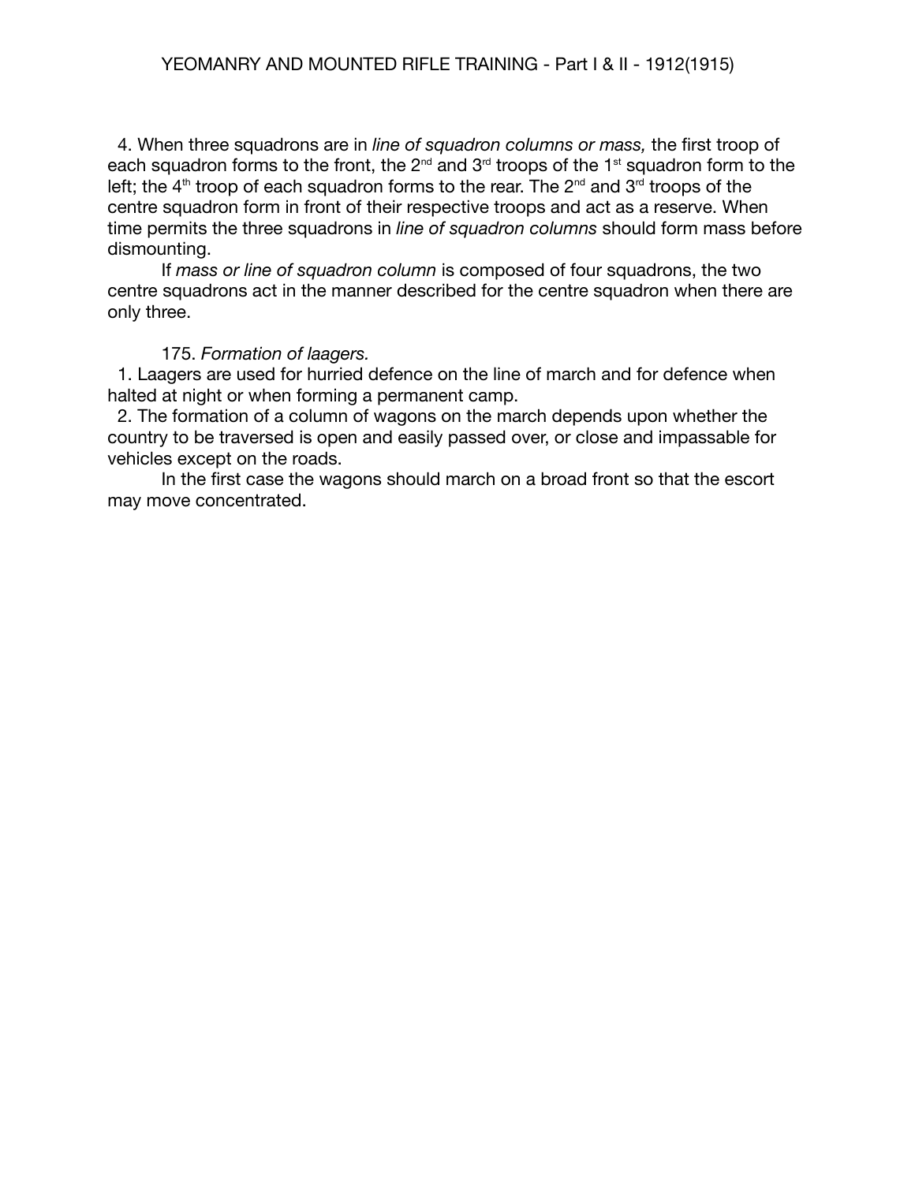4. When three squadrons are in *line of squadron columns or mass,* the first troop of each squadron forms to the front, the 2nd and 3rd troops of the 1st squadron form to the left; the 4th troop of each squadron forms to the rear. The 2nd and 3rd troops of the centre squadron form in front of their respective troops and act as a reserve. When time permits the three squadrons in *line of squadron columns* should form mass before dismounting.

If *mass or line of squadron column* is composed of four squadrons, the two centre squadrons act in the manner described for the centre squadron when there are only three.

175. *Formation of laagers.*

1. Laagers are used for hurried defence on the line of march and for defence when halted at night or when forming a permanent camp.

2. The formation of a column of wagons on the march depends upon whether the country to be traversed is open and easily passed over, or close and impassable for vehicles except on the roads.

In the first case the wagons should march on a broad front so that the escort may move concentrated.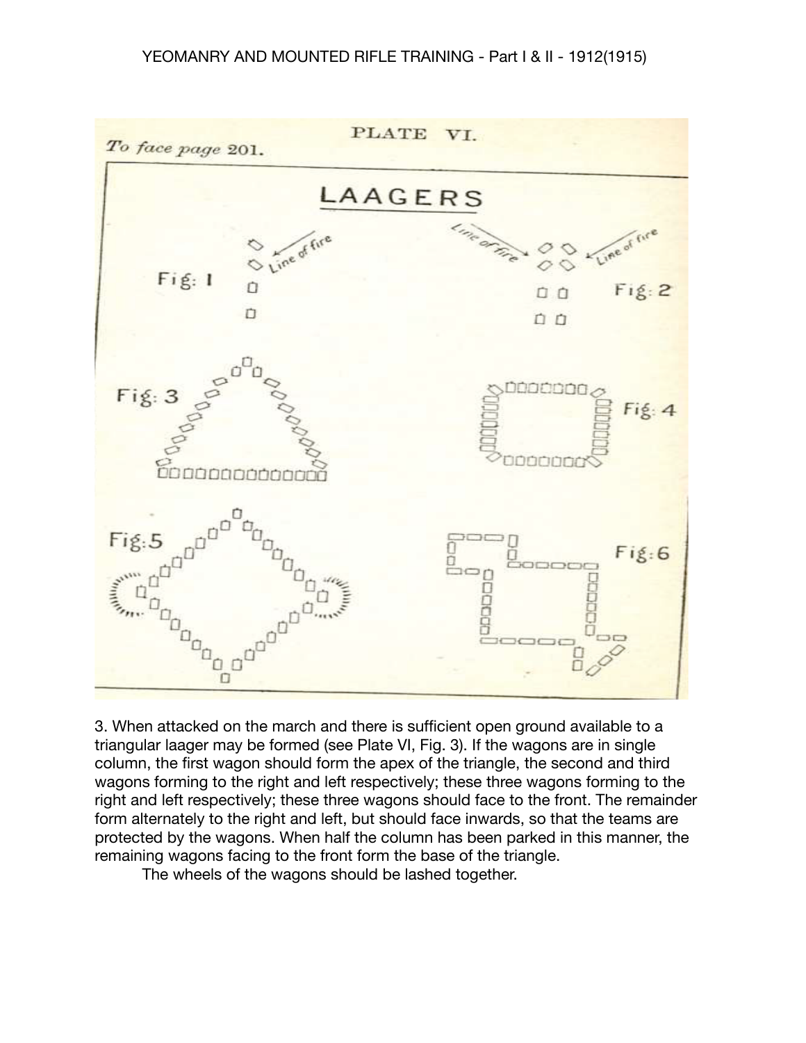PLATE VI.

*To face page* 201.

## LAAGERS

3. When attacked on the march and there is sufficient open ground available to a triangular laager may be formed (see Plate VI, Fig. 3). If the wagons are in single column, the first wagon should form the apex of the triangle, the second and third wagons forming to the right and left respectively; these three wagons forming to the right and left respectively; these three wagons should face to the front. The remainder form alternately to the right and left, but should face inwards, so that the teams are protected by the wagons. When half the column has been parked in this manner, the remaining wagons facing to the front form the base of the triangle.

The wheels of the wagons should be lashed together.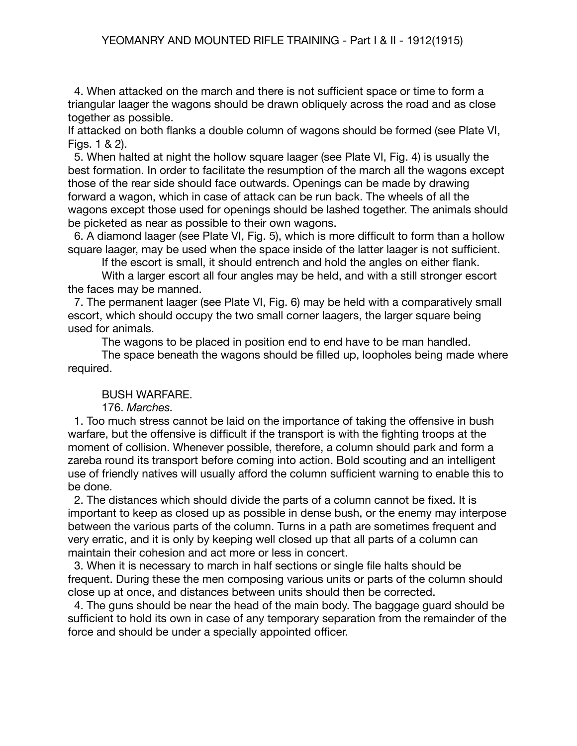4. When attacked on the march and there is not sufficient space or time to form a triangular laager the wagons should be drawn obliquely across the road and as close together as possible.

If attacked on both flanks a double column of wagons should be formed (see Plate VI, Figs. 1 & 2).

5. When halted at night the hollow square laager (see Plate VI, Fig. 4) is usually the best formation. In order to facilitate the resumption of the march all the wagons except those of the rear side should face outwards. Openings can be made by drawing forward a wagon, which in case of attack can be run back. The wheels of all the wagons except those used for openings should be lashed together. The animals should be picketed as near as possible to their own wagons.

6. A diamond laager (see Plate VI, Fig. 5), which is more difficult to form than a hollow square laager, may be used when the space inside of the latter laager is not sufficient.

If the escort is small, it should entrench and hold the angles on either flank.

With a larger escort all four angles may be held, and with a still stronger escort the faces may be manned.

7. The permanent laager (see Plate VI, Fig. 6) may be held with a comparatively small escort, which should occupy the two small corner laagers, the larger square being used for animals.

The wagons to be placed in position end to end have to be man handled.

The space beneath the wagons should be filled up, loopholes being made where required.

## BUSH WARFARE.

### 176. *Marches.*

1. Too much stress cannot be laid on the importance of taking the offensive in bush warfare, but the offensive is difficult if the transport is with the fighting troops at the moment of collision. Whenever possible, therefore, a column should park and form a zareba round its transport before coming into action. Bold scouting and an intelligent use of friendly natives will usually afford the column sufficient warning to enable this to be done.

2. The distances which should divide the parts of a column cannot be fixed. It is important to keep as closed up as possible in dense bush, or the enemy may interpose between the various parts of the column. Turns in a path are sometimes frequent and very erratic, and it is only by keeping well closed up that all parts of a column can maintain their cohesion and act more or less in concert.

3. When it is necessary to march in half sections or single file halts should be frequent. During these the men composing various units or parts of the column should close up at once, and distances between units should then be corrected.

4. The guns should be near the head of the main body. The baggage guard should be sufficient to hold its own in case of any temporary separation from the remainder of the force and should be under a specially appointed officer.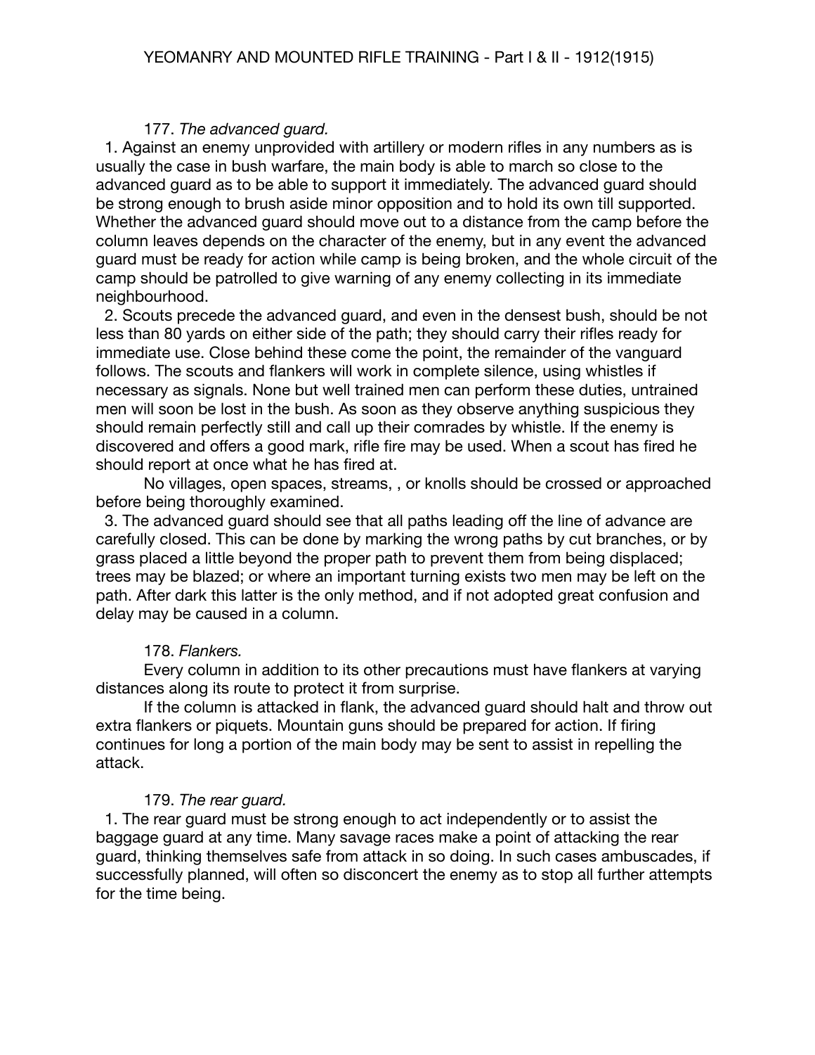177. *The advanced guard.*

1. Against an enemy unprovided with artillery or modern rifles in any numbers as is usually the case in bush warfare, the main body is able to march so close to the advanced guard as to be able to support it immediately. The advanced guard should be strong enough to brush aside minor opposition and to hold its own till supported. Whether the advanced guard should move out to a distance from the camp before the column leaves depends on the character of the enemy, but in any event the advanced guard must be ready for action while camp is being broken, and the whole circuit of the camp should be patrolled to give warning of any enemy collecting in its immediate neighbourhood.

2. Scouts precede the advanced guard, and even in the densest bush, should be not less than 80 yards on either side of the path; they should carry their rifles ready for immediate use. Close behind these come the point, the remainder of the vanguard follows. The scouts and flankers will work in complete silence, using whistles if necessary as signals. None but well trained men can perform these duties, untrained men will soon be lost in the bush. As soon as they observe anything suspicious they should remain perfectly still and call up their comrades by whistle. If the enemy is discovered and offers a good mark, rifle fire may be used. When a scout has fired he should report at once what he has fired at.

No villages, open spaces, streams, , or knolls should be crossed or approached before being thoroughly examined.

3. The advanced guard should see that all paths leading off the line of advance are carefully closed. This can be done by marking the wrong paths by cut branches, or by grass placed a little beyond the proper path to prevent them from being displaced; trees may be blazed; or where an important turning exists two men may be left on the path. After dark this latter is the only method, and if not adopted great confusion and delay may be caused in a column.

178. *Flankers.*

Every column in addition to its other precautions must have flankers at varying distances along its route to protect it from surprise.

If the column is attacked in flank, the advanced guard should halt and throw out extra flankers or piquets. Mountain guns should be prepared for action. If firing continues for long a portion of the main body may be sent to assist in repelling the attack.

179. *The rear guard.*

1. The rear guard must be strong enough to act independently or to assist the baggage guard at any time. Many savage races make a point of attacking the rear guard, thinking themselves safe from attack in so doing. In such cases ambuscades, if successfully planned, will often so disconcert the enemy as to stop all further attempts for the time being.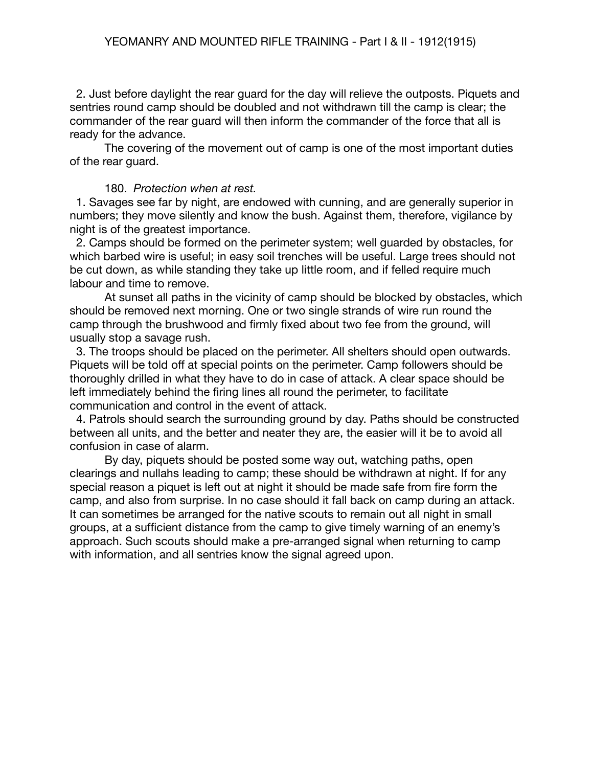2. Just before daylight the rear guard for the day will relieve the outposts. Piquets and sentries round camp should be doubled and not withdrawn till the camp is clear; the commander of the rear guard will then inform the commander of the force that all is ready for the advance.

The covering of the movement out of camp is one of the most important duties of the rear guard.

180. *Protection when at rest.*

1. Savages see far by night, are endowed with cunning, and are generally superior in numbers; they move silently and know the bush. Against them, therefore, vigilance by night is of the greatest importance.

2. Camps should be formed on the perimeter system; well guarded by obstacles, for which barbed wire is useful; in easy soil trenches will be useful. Large trees should not be cut down, as while standing they take up little room, and if felled require much labour and time to remove.

At sunset all paths in the vicinity of camp should be blocked by obstacles, which should be removed next morning. One or two single strands of wire run round the camp through the brushwood and firmly fixed about two fee from the ground, will usually stop a savage rush.

3. The troops should be placed on the perimeter. All shelters should open outwards. Piquets will be told off at special points on the perimeter. Camp followers should be thoroughly drilled in what they have to do in case of attack. A clear space should be left immediately behind the firing lines all round the perimeter, to facilitate communication and control in the event of attack.

4. Patrols should search the surrounding ground by day. Paths should be constructed between all units, and the better and neater they are, the easier will it be to avoid all confusion in case of alarm.

By day, piquets should be posted some way out, watching paths, open clearings and nullahs leading to camp; these should be withdrawn at night. If for any special reason a piquet is left out at night it should be made safe from fire form the camp, and also from surprise. In no case should it fall back on camp during an attack. It can sometimes be arranged for the native scouts to remain out all night in small groups, at a sufficient distance from the camp to give timely warning of an enemy's approach. Such scouts should make a pre-arranged signal when returning to camp with information, and all sentries know the signal agreed upon.